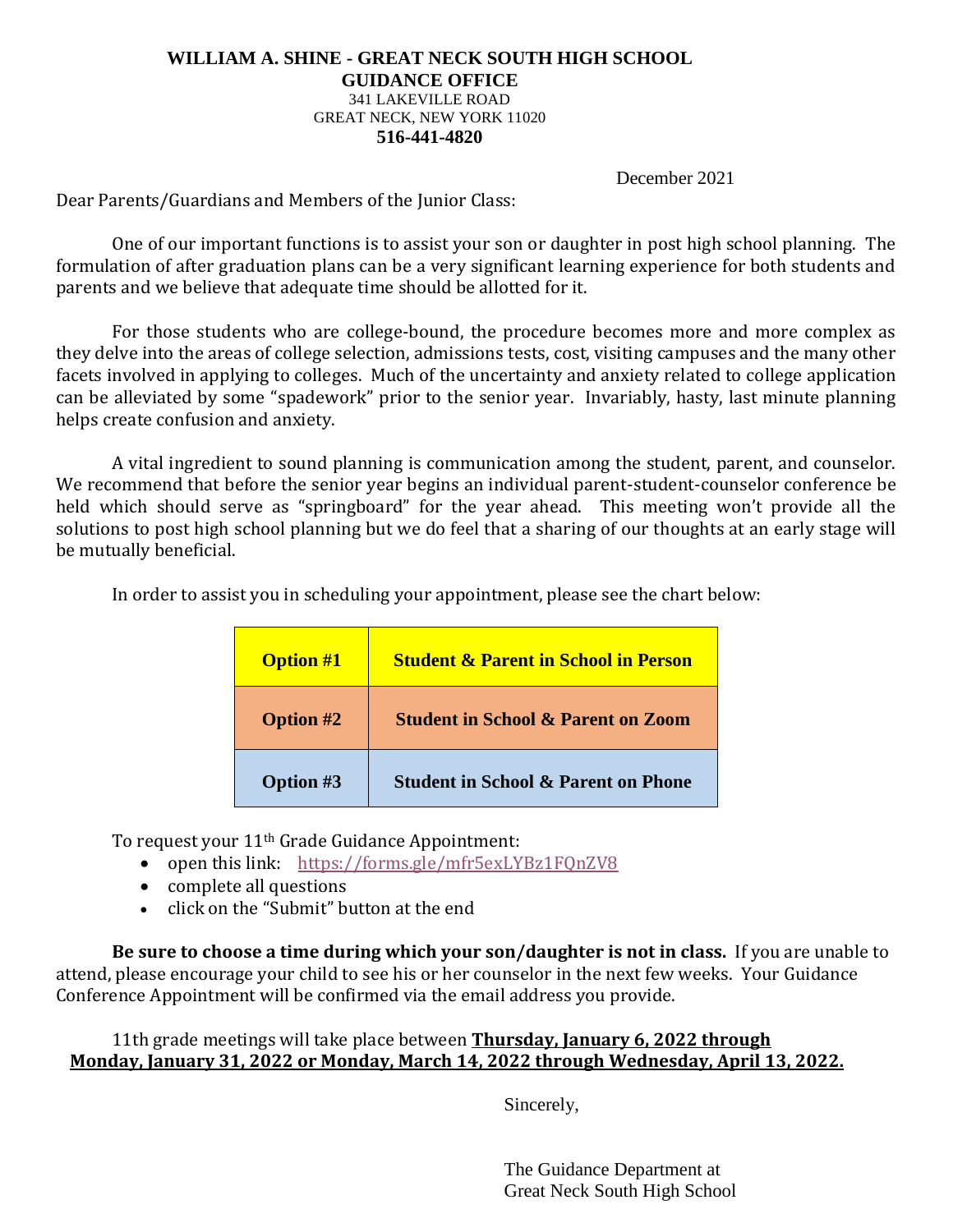**WILLIAM A. SHINE - GREAT NECK SOUTH HIGH SCHOOL**
**GUIDANCE OFFICE**
341 LAKEVILLE ROAD
GREAT NECK, NEW YORK 11020
**516-441-4820**

December 2021

Dear Parents/Guardians and Members of the Junior Class:

One of our important functions is to assist your son or daughter in post high school planning. The formulation of after graduation plans can be a very significant learning experience for both students and parents and we believe that adequate time should be allotted for it.

For those students who are college-bound, the procedure becomes more and more complex as they delve into the areas of college selection, admissions tests, cost, visiting campuses and the many other facets involved in applying to colleges. Much of the uncertainty and anxiety related to college application can be alleviated by some "spadework" prior to the senior year. Invariably, hasty, last minute planning helps create confusion and anxiety.

A vital ingredient to sound planning is communication among the student, parent, and counselor. We recommend that before the senior year begins an individual parent-student-counselor conference be held which should serve as "springboard" for the year ahead. This meeting won't provide all the solutions to post high school planning but we do feel that a sharing of our thoughts at an early stage will be mutually beneficial.

In order to assist you in scheduling your appointment, please see the chart below:

| **Option #1** | **Student & Parent in School in Person** |
|---|---|
| **Option #2** | **Student in School & Parent on Zoom** |
| **Option #3** | **Student in School & Parent on Phone** |

To request your 11th Grade Guidance Appointment:

- open this link: https://forms.gle/mfr5exLYBz1FQnZV8
- complete all questions
- click on the "Submit" button at the end

**Be sure to choose a time during which your son/daughter is not in class.** If you are unable to attend, please encourage your child to see his or her counselor in the next few weeks. Your Guidance Conference Appointment will be confirmed via the email address you provide.

11th grade meetings will take place between **Thursday, January 6, 2022 through Monday, January 31, 2022 or Monday, March 14, 2022 through Wednesday, April 13, 2022.**

Sincerely,

The Guidance Department at
Great Neck South High School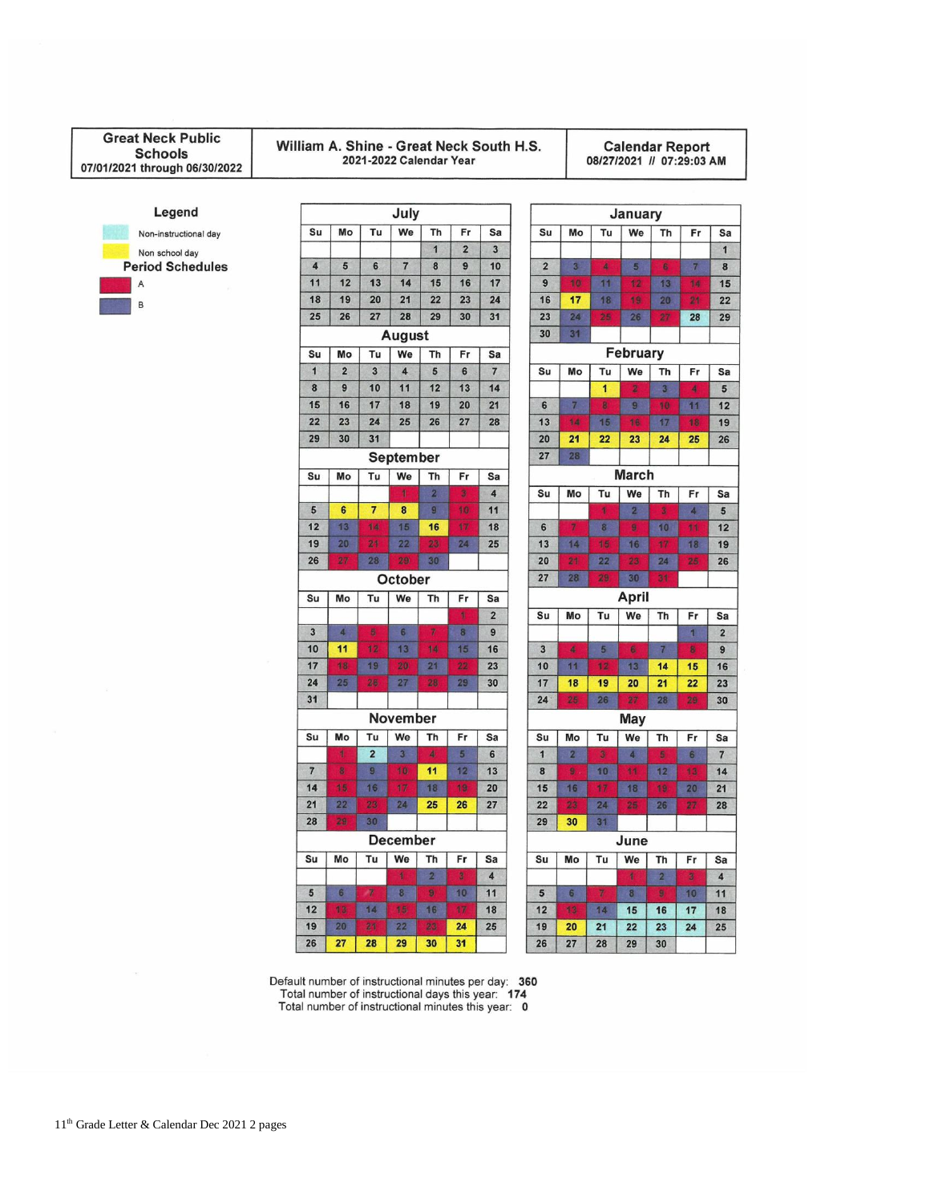| Great Neck Public Schools 07/01/2021 through 06/30/2022 | William A. Shine - Great Neck South H.S. 2021-2022 Calendar Year | Calendar Report 08/27/2021 // 07:29:03 AM |
|---|---|---|

**Legend**

- Non-instructional day
- Non school day

**Period Schedules**

- A
- B

### July

| Su | Mo | Tu | We | Th | Fr | Sa |
|---|---|---|---|---|---|---|
| | | | | 1 | 2 | 3 |
| 4 | 5 | 6 | 7 | 8 | 9 | 10 |
| 11 | 12 | 13 | 14 | 15 | 16 | 17 |
| 18 | 19 | 20 | 21 | 22 | 23 | 24 |
| 25 | 26 | 27 | 28 | 29 | 30 | 31 |

### August

| Su | Mo | Tu | We | Th | Fr | Sa |
|---|---|---|---|---|---|---|
| 1 | 2 | 3 | 4 | 5 | 6 | 7 |
| 8 | 9 | 10 | 11 | 12 | 13 | 14 |
| 15 | 16 | 17 | 18 | 19 | 20 | 21 |
| 22 | 23 | 24 | 25 | 26 | 27 | 28 |
| 29 | 30 | 31 | | | | |

### September

| Su | Mo | Tu | We | Th | Fr | Sa |
|---|---|---|---|---|---|---|
| | | | 1 | 2 | 3 | 4 |
| 5 | 6 | 7 | 8 | 9 | 10 | 11 |
| 12 | 13 | 14 | 15 | 16 | 17 | 18 |
| 19 | 20 | 21 | 22 | 23 | 24 | 25 |
| 26 | 27 | 28 | 29 | 30 | | |

### October

| Su | Mo | Tu | We | Th | Fr | Sa |
|---|---|---|---|---|---|---|
| | | | | | 1 | 2 |
| 3 | 4 | 5 | 6 | 7 | 8 | 9 |
| 10 | 11 | 12 | 13 | 14 | 15 | 16 |
| 17 | 18 | 19 | 20 | 21 | 22 | 23 |
| 24 | 25 | 26 | 27 | 28 | 29 | 30 |
| 31 | | | | | | |

### November

| Su | Mo | Tu | We | Th | Fr | Sa |
|---|---|---|---|---|---|---|
| | 1 | 2 | 3 | 4 | 5 | 6 |
| 7 | 8 | 9 | 10 | 11 | 12 | 13 |
| 14 | 15 | 16 | 17 | 18 | 19 | 20 |
| 21 | 22 | 23 | 24 | 25 | 26 | 27 |
| 28 | 29 | 30 | | | | |

### December

| Su | Mo | Tu | We | Th | Fr | Sa |
|---|---|---|---|---|---|---|
| | | | 1 | 2 | 3 | 4 |
| 5 | 6 | 7 | 8 | 9 | 10 | 11 |
| 12 | 13 | 14 | 15 | 16 | 17 | 18 |
| 19 | 20 | 21 | 22 | 23 | 24 | 25 |
| 26 | 27 | 28 | 29 | 30 | 31 | |

### January

| Su | Mo | Tu | We | Th | Fr | Sa |
|---|---|---|---|---|---|---|
| | | | | | | 1 |
| 2 | 3 | 4 | 5 | 6 | 7 | 8 |
| 9 | 10 | 11 | 12 | 13 | 14 | 15 |
| 16 | 17 | 18 | 19 | 20 | 21 | 22 |
| 23 | 24 | 25 | 26 | 27 | 28 | 29 |
| 30 | 31 | | | | | |

### February

| Su | Mo | Tu | We | Th | Fr | Sa |
|---|---|---|---|---|---|---|
| | | 1 | 2 | 3 | 4 | 5 |
| 6 | 7 | 8 | 9 | 10 | 11 | 12 |
| 13 | 14 | 15 | 16 | 17 | 18 | 19 |
| 20 | 21 | 22 | 23 | 24 | 25 | 26 |
| 27 | 28 | | | | | |

### March

| Su | Mo | Tu | We | Th | Fr | Sa |
|---|---|---|---|---|---|---|
| | | 1 | 2 | 3 | 4 | 5 |
| 6 | 7 | 8 | 9 | 10 | 11 | 12 |
| 13 | 14 | 15 | 16 | 17 | 18 | 19 |
| 20 | 21 | 22 | 23 | 24 | 25 | 26 |
| 27 | 28 | 29 | 30 | 31 | | |

### April

| Su | Mo | Tu | We | Th | Fr | Sa |
|---|---|---|---|---|---|---|
| | | | | | 1 | 2 |
| 3 | 4 | 5 | 6 | 7 | 8 | 9 |
| 10 | 11 | 12 | 13 | 14 | 15 | 16 |
| 17 | 18 | 19 | 20 | 21 | 22 | 23 |
| 24 | 25 | 26 | 27 | 28 | 29 | 30 |

### May

| Su | Mo | Tu | We | Th | Fr | Sa |
|---|---|---|---|---|---|---|
| 1 | 2 | 3 | 4 | 5 | 6 | 7 |
| 8 | 9 | 10 | 11 | 12 | 13 | 14 |
| 15 | 16 | 17 | 18 | 19 | 20 | 21 |
| 22 | 23 | 24 | 25 | 26 | 27 | 28 |
| 29 | 30 | 31 | | | | |

### June

| Su | Mo | Tu | We | Th | Fr | Sa |
|---|---|---|---|---|---|---|
| | | | 1 | 2 | 3 | 4 |
| 5 | 6 | 7 | 8 | 9 | 10 | 11 |
| 12 | 13 | 14 | 15 | 16 | 17 | 18 |
| 19 | 20 | 21 | 22 | 23 | 24 | 25 |
| 26 | 27 | 28 | 29 | 30 | | |

Default number of instructional minutes per day: **360**
Total number of instructional days this year: **174**
Total number of instructional minutes this year: **0**

11th Grade Letter & Calendar Dec 2021 2 pages